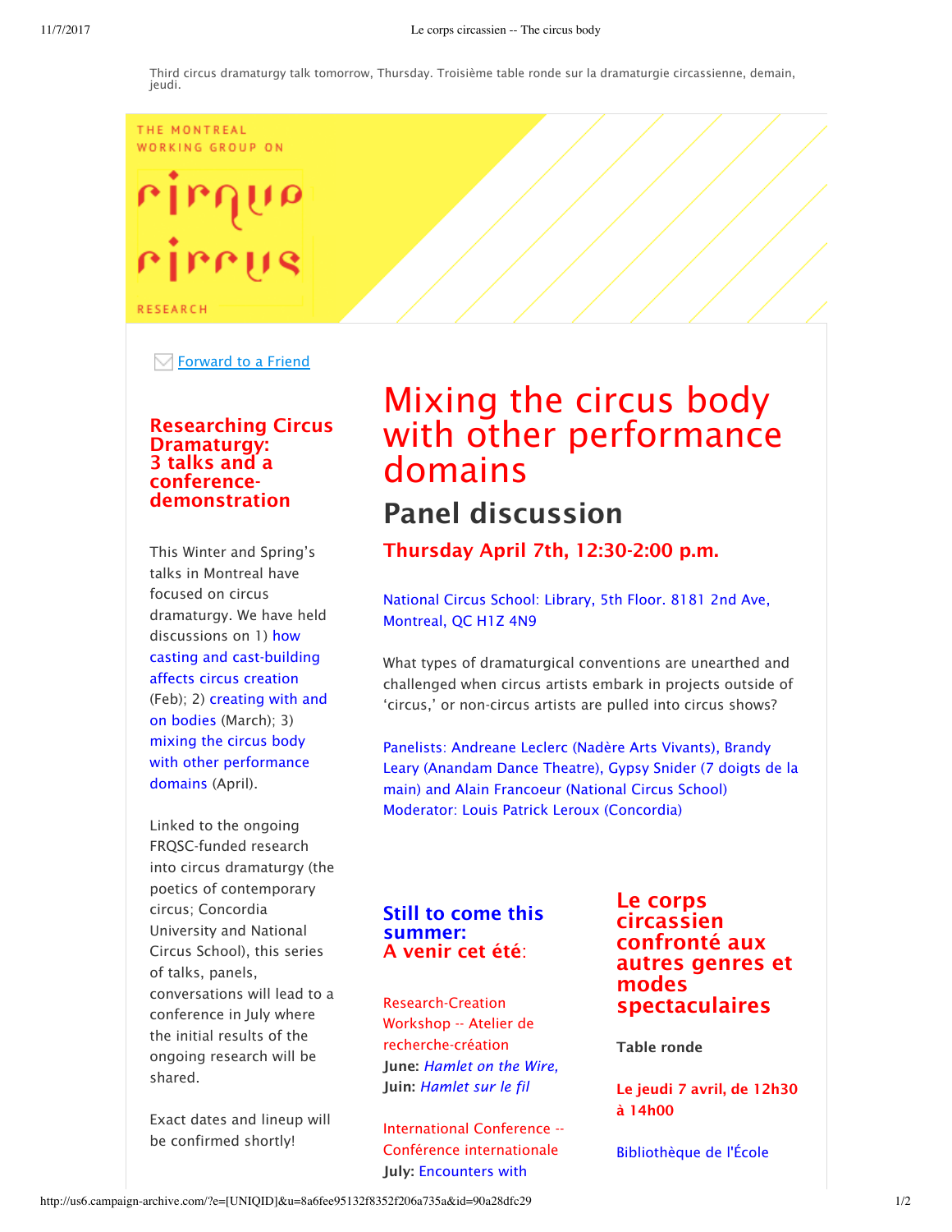Third circus dramaturgy talk tomorrow, Thursday. Troisième table ronde sur la dramaturgie circassienne, demain, jeudi.

THE MONTREAL WORKING GROUP ON

cirque circus

RESEARCH

Forward to a Friend

## Researching Circus Dramaturgy: 3 talks and a conference-demonstration

This Winter and Spring's talks in Montreal have focused on circus dramaturgy. We have held discussions on 1) how casting and cast-building affects circus creation (Feb); 2) creating with and on bodies (March); 3) mixing the circus body with other performance domains (April).

Linked to the ongoing FRQSC-funded research into circus dramaturgy (the poetics of contemporary circus; Concordia University and National Circus School), this series of talks, panels, conversations will lead to a conference in July where the initial results of the ongoing research will be shared.

Exact dates and lineup will be confirmed shortly!

# Mixing the circus body with other performance domains

## Panel discussion

### Thursday April 7th, 12:30-2:00 p.m.

National Circus School: Library, 5th Floor. 8181 2nd Ave, Montreal, QC H1Z 4N9

What types of dramaturgical conventions are unearthed and challenged when circus artists embark in projects outside of 'circus,' or non-circus artists are pulled into circus shows?

Panelists: Andreane Leclerc (Nadère Arts Vivants), Brandy Leary (Anandam Dance Theatre), Gypsy Snider (7 doigts de la main) and Alain Francoeur (National Circus School)
Moderator: Louis Patrick Leroux (Concordia)

## Still to come this summer: A venir cet été:

Research-Creation Workshop -- Atelier de recherche-création
**June:** *Hamlet on the Wire,*
**Juin:** *Hamlet sur le fil*

International Conference -- Conférence internationale
**July:** Encounters with

## Le corps circassien confronté aux autres genres et modes spectaculaires

**Table ronde**

**Le jeudi 7 avril, de 12h30 à 14h00**

Bibliothèque de l'École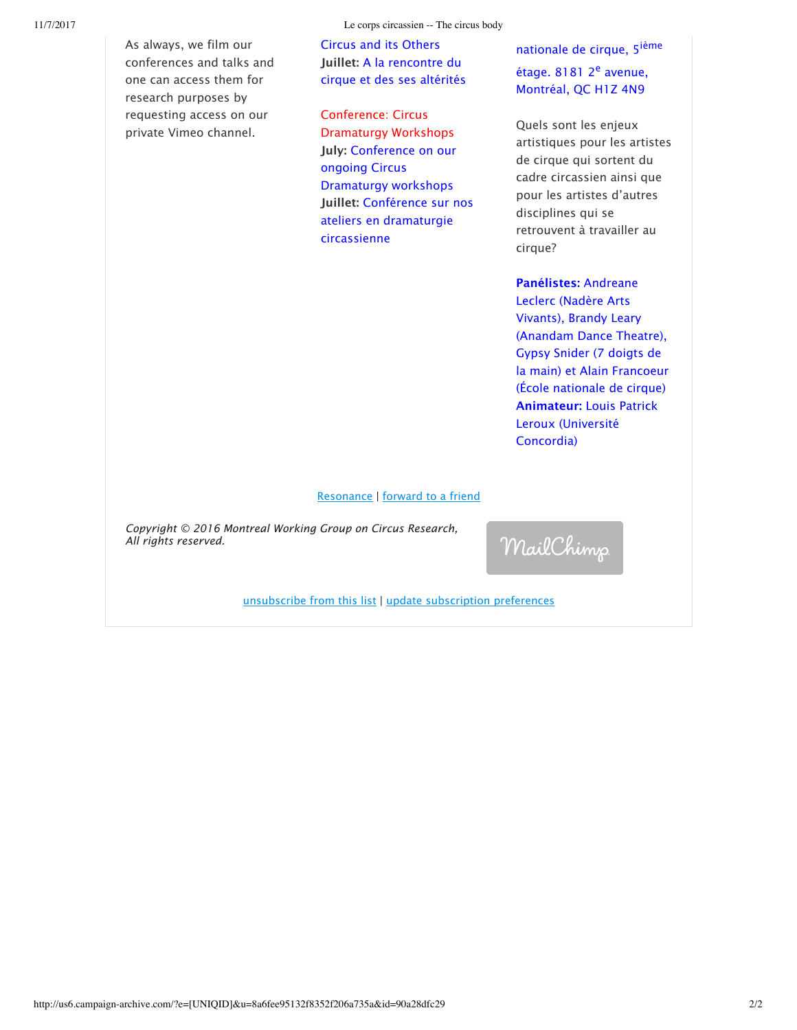As always, we film our conferences and talks and one can access them for research purposes by requesting access on our private Vimeo channel.

Circus and its Others
**Juillet:** A la rencontre du cirque et des ses altérités

Conference: Circus Dramaturgy Workshops
**July:** Conference on our ongoing Circus Dramaturgy workshops
**Juillet:** Conférence sur nos ateliers en dramaturgie circassienne

nationale de cirque, 5$^{ième}$ étage. 8181 2$^{e}$ avenue, Montréal, QC H1Z 4N9

Quels sont les enjeux artistiques pour les artistes de cirque qui sortent du cadre circassien ainsi que pour les artistes d'autres disciplines qui se retrouvent à travailler au cirque?

**Panélistes:** Andreane Leclerc (Nadère Arts Vivants), Brandy Leary (Anandam Dance Theatre), Gypsy Snider (7 doigts de la main) et Alain Francoeur (École nationale de cirque)
**Animateur:** Louis Patrick Leroux (Université Concordia)

Resonance | forward to a friend

*Copyright © 2016 Montreal Working Group on Circus Research, All rights reserved.*

MailChimp

unsubscribe from this list | update subscription preferences